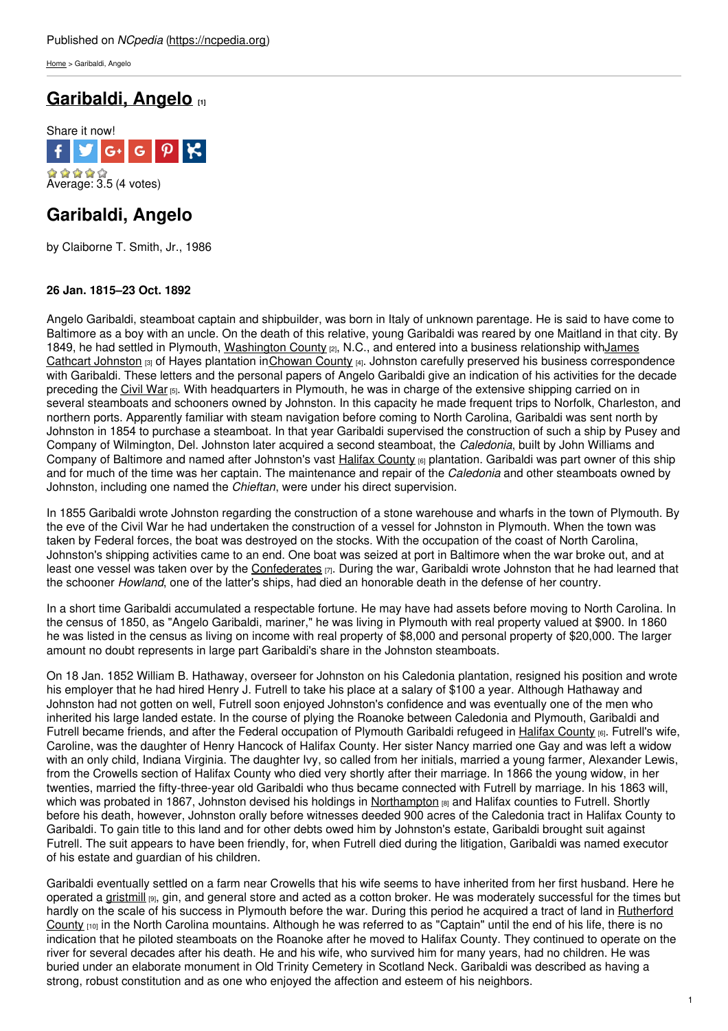Published on *NCpedia* (https://ncpedia.org)

Home > Garibaldi, Angelo

# Garibaldi, Angelo [1]

Share it now!

Average: 3.5 (4 votes)

## Garibaldi, Angelo

by Claiborne T. Smith, Jr., 1986

**26 Jan. 1815–23 Oct. 1892**

Angelo Garibaldi, steamboat captain and shipbuilder, was born in Italy of unknown parentage. He is said to have come to Baltimore as a boy with an uncle. On the death of this relative, young Garibaldi was reared by one Maitland in that city. By 1849, he had settled in Plymouth, Washington County [2], N.C., and entered into a business relationship withJames Cathcart Johnston [3] of Hayes plantation inChowan County [4]. Johnston carefully preserved his business correspondence with Garibaldi. These letters and the personal papers of Angelo Garibaldi give an indication of his activities for the decade preceding the Civil War [5]. With headquarters in Plymouth, he was in charge of the extensive shipping carried on in several steamboats and schooners owned by Johnston. In this capacity he made frequent trips to Norfolk, Charleston, and northern ports. Apparently familiar with steam navigation before coming to North Carolina, Garibaldi was sent north by Johnston in 1854 to purchase a steamboat. In that year Garibaldi supervised the construction of such a ship by Pusey and Company of Wilmington, Del. Johnston later acquired a second steamboat, the *Caledonia*, built by John Williams and Company of Baltimore and named after Johnston's vast Halifax County [6] plantation. Garibaldi was part owner of this ship and for much of the time was her captain. The maintenance and repair of the *Caledonia* and other steamboats owned by Johnston, including one named the *Chieftan*, were under his direct supervision.

In 1855 Garibaldi wrote Johnston regarding the construction of a stone warehouse and wharfs in the town of Plymouth. By the eve of the Civil War he had undertaken the construction of a vessel for Johnston in Plymouth. When the town was taken by Federal forces, the boat was destroyed on the stocks. With the occupation of the coast of North Carolina, Johnston's shipping activities came to an end. One boat was seized at port in Baltimore when the war broke out, and at least one vessel was taken over by the Confederates [7]. During the war, Garibaldi wrote Johnston that he had learned that the schooner *Howland*, one of the latter's ships, had died an honorable death in the defense of her country.

In a short time Garibaldi accumulated a respectable fortune. He may have had assets before moving to North Carolina. In the census of 1850, as "Angelo Garibaldi, mariner," he was living in Plymouth with real property valued at $900. In 1860 he was listed in the census as living on income with real property of $8,000 and personal property of $20,000. The larger amount no doubt represents in large part Garibaldi's share in the Johnston steamboats.

On 18 Jan. 1852 William B. Hathaway, overseer for Johnston on his Caledonia plantation, resigned his position and wrote his employer that he had hired Henry J. Futrell to take his place at a salary of $100 a year. Although Hathaway and Johnston had not gotten on well, Futrell soon enjoyed Johnston's confidence and was eventually one of the men who inherited his large landed estate. In the course of plying the Roanoke between Caledonia and Plymouth, Garibaldi and Futrell became friends, and after the Federal occupation of Plymouth Garibaldi refugeed in Halifax County [6]. Futrell's wife, Caroline, was the daughter of Henry Hancock of Halifax County. Her sister Nancy married one Gay and was left a widow with an only child, Indiana Virginia. The daughter Ivy, so called from her initials, married a young farmer, Alexander Lewis, from the Crowells section of Halifax County who died very shortly after their marriage. In 1866 the young widow, in her twenties, married the fifty-three-year old Garibaldi who thus became connected with Futrell by marriage. In his 1863 will, which was probated in 1867, Johnston devised his holdings in Northampton [8] and Halifax counties to Futrell. Shortly before his death, however, Johnston orally before witnesses deeded 900 acres of the Caledonia tract in Halifax County to Garibaldi. To gain title to this land and for other debts owed him by Johnston's estate, Garibaldi brought suit against Futrell. The suit appears to have been friendly, for, when Futrell died during the litigation, Garibaldi was named executor of his estate and guardian of his children.

Garibaldi eventually settled on a farm near Crowells that his wife seems to have inherited from her first husband. Here he operated a gristmill [9], gin, and general store and acted as a cotton broker. He was moderately successful for the times but hardly on the scale of his success in Plymouth before the war. During this period he acquired a tract of land in Rutherford County [10] in the North Carolina mountains. Although he was referred to as "Captain" until the end of his life, there is no indication that he piloted steamboats on the Roanoke after he moved to Halifax County. They continued to operate on the river for several decades after his death. He and his wife, who survived him for many years, had no children. He was buried under an elaborate monument in Old Trinity Cemetery in Scotland Neck. Garibaldi was described as having a strong, robust constitution and as one who enjoyed the affection and esteem of his neighbors.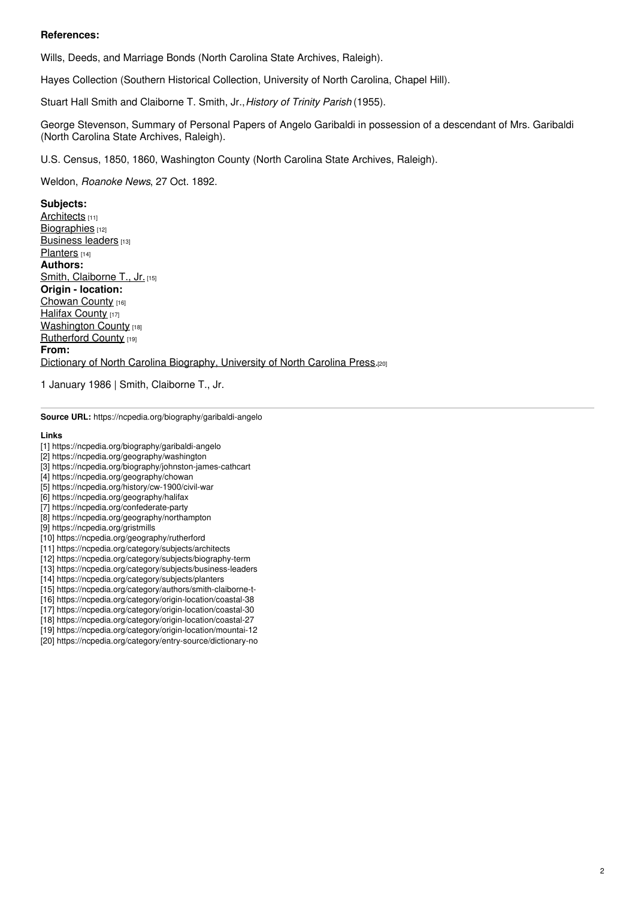**References:**

Wills, Deeds, and Marriage Bonds (North Carolina State Archives, Raleigh).

Hayes Collection (Southern Historical Collection, University of North Carolina, Chapel Hill).

Stuart Hall Smith and Claiborne T. Smith, Jr., *History of Trinity Parish* (1955).

George Stevenson, Summary of Personal Papers of Angelo Garibaldi in possession of a descendant of Mrs. Garibaldi (North Carolina State Archives, Raleigh).

U.S. Census, 1850, 1860, Washington County (North Carolina State Archives, Raleigh).

Weldon, *Roanoke News*, 27 Oct. 1892.

**Subjects:**
Architects [11]
Biographies [12]
Business leaders [13]
Planters [14]
**Authors:**
Smith, Claiborne T., Jr. [15]
**Origin - location:**
Chowan County [16]
Halifax County [17]
Washington County [18]
Rutherford County [19]
**From:**
Dictionary of North Carolina Biography, University of North Carolina Press.[20]

1 January 1986 | Smith, Claiborne T., Jr.

**Source URL:** https://ncpedia.org/biography/garibaldi-angelo

**Links**
[1] https://ncpedia.org/biography/garibaldi-angelo
[2] https://ncpedia.org/geography/washington
[3] https://ncpedia.org/biography/johnston-james-cathcart
[4] https://ncpedia.org/geography/chowan
[5] https://ncpedia.org/history/cw-1900/civil-war
[6] https://ncpedia.org/geography/halifax
[7] https://ncpedia.org/confederate-party
[8] https://ncpedia.org/geography/northampton
[9] https://ncpedia.org/gristmills
[10] https://ncpedia.org/geography/rutherford
[11] https://ncpedia.org/category/subjects/architects
[12] https://ncpedia.org/category/subjects/biography-term
[13] https://ncpedia.org/category/subjects/business-leaders
[14] https://ncpedia.org/category/subjects/planters
[15] https://ncpedia.org/category/authors/smith-claiborne-t-
[16] https://ncpedia.org/category/origin-location/coastal-38
[17] https://ncpedia.org/category/origin-location/coastal-30
[18] https://ncpedia.org/category/origin-location/coastal-27
[19] https://ncpedia.org/category/origin-location/mountai-12
[20] https://ncpedia.org/category/entry-source/dictionary-no